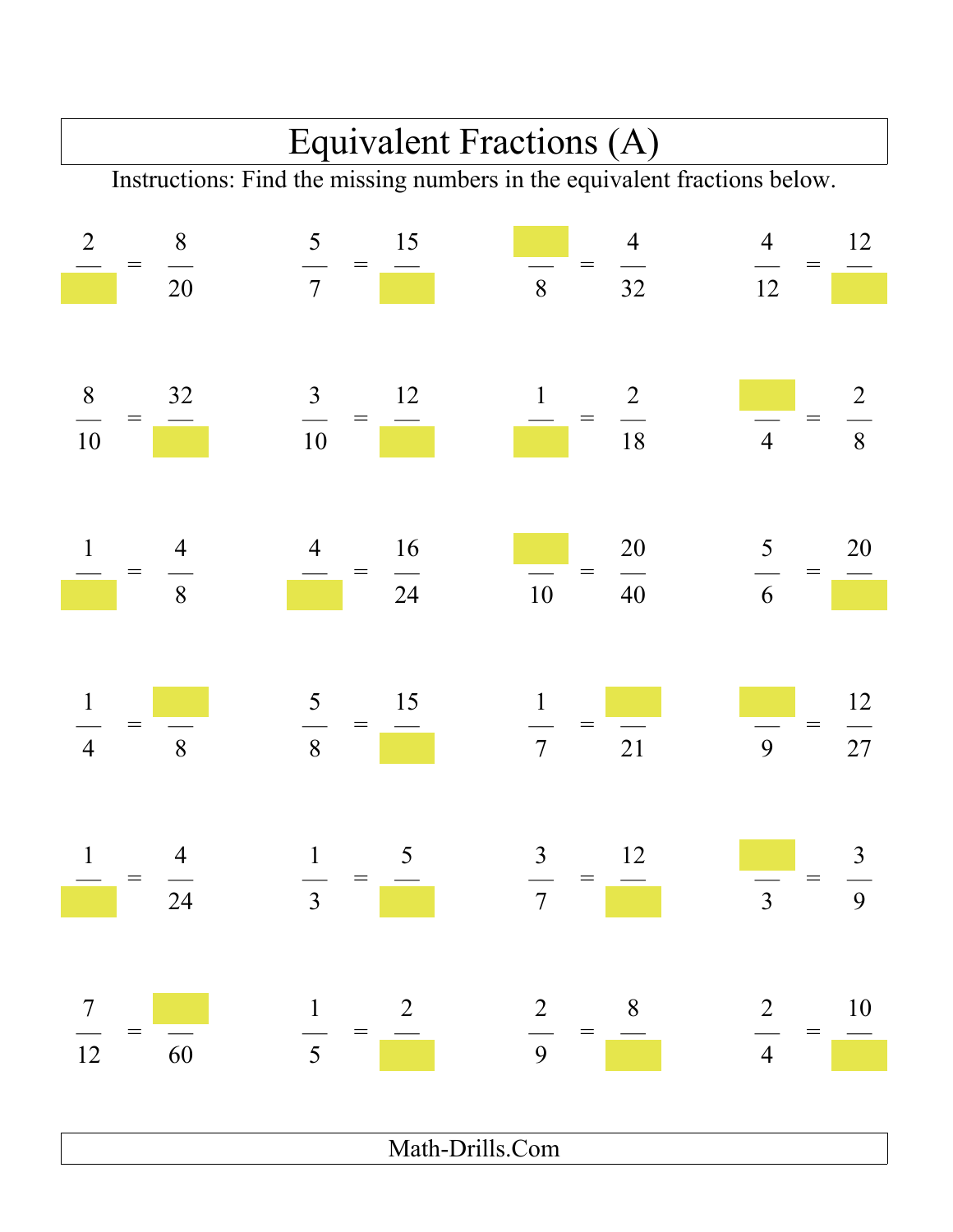# Equivalent Fractions (A)

Instructions: Find the missing numbers in the equivalent fractions below.

| | | | |
|---|---|---|---|
| $\frac{2}{\square} = \frac{8}{20}$ | $\frac{5}{7} = \frac{15}{\square}$ | $\frac{\square}{8} = \frac{4}{32}$ | $\frac{4}{12} = \frac{12}{\square}$ |
| $\frac{8}{10} = \frac{32}{\square}$ | $\frac{3}{10} = \frac{12}{\square}$ | $\frac{1}{\square} = \frac{2}{18}$ | $\frac{\square}{4} = \frac{2}{8}$ |
| $\frac{1}{\square} = \frac{4}{8}$ | $\frac{4}{\square} = \frac{16}{24}$ | $\frac{\square}{10} = \frac{20}{40}$ | $\frac{5}{6} = \frac{20}{\square}$ |
| $\frac{1}{4} = \frac{\square}{8}$ | $\frac{5}{8} = \frac{15}{\square}$ | $\frac{1}{7} = \frac{\square}{21}$ | $\frac{\square}{9} = \frac{12}{27}$ |
| $\frac{1}{\square} = \frac{4}{24}$ | $\frac{1}{3} = \frac{5}{\square}$ | $\frac{3}{7} = \frac{12}{\square}$ | $\frac{\square}{3} = \frac{3}{9}$ |
| $\frac{7}{12} = \frac{\square}{60}$ | $\frac{1}{5} = \frac{2}{\square}$ | $\frac{2}{9} = \frac{8}{\square}$ | $\frac{2}{4} = \frac{10}{\square}$ |

Math-Drills.Com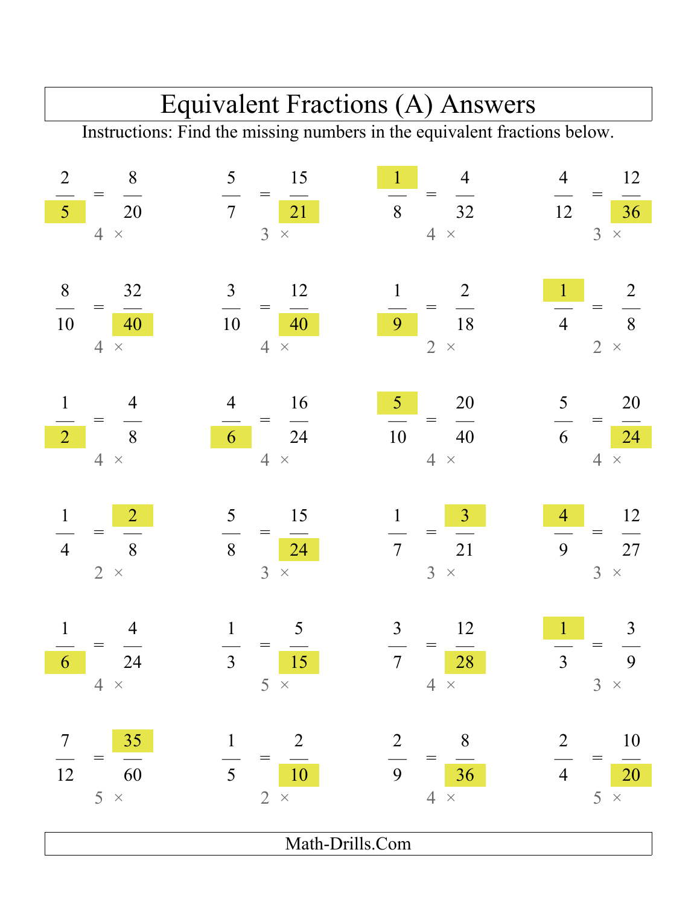# Equivalent Fractions (A) Answers

Instructions: Find the missing numbers in the equivalent fractions below.

$\frac{2}{5} = \frac{8}{20}$ (4 ×)

$\frac{5}{7} = \frac{15}{21}$ (3 ×)

$\frac{1}{8} = \frac{4}{32}$ (4 ×)

$\frac{4}{12} = \frac{12}{36}$ (3 ×)

$\frac{8}{10} = \frac{32}{40}$ (4 ×)

$\frac{3}{10} = \frac{12}{40}$ (4 ×)

$\frac{1}{9} = \frac{2}{18}$ (2 ×)

$\frac{1}{4} = \frac{2}{8}$ (2 ×)

$\frac{1}{2} = \frac{4}{8}$ (4 ×)

$\frac{4}{6} = \frac{16}{24}$ (4 ×)

$\frac{5}{10} = \frac{20}{40}$ (4 ×)

$\frac{5}{6} = \frac{20}{24}$ (4 ×)

$\frac{1}{4} = \frac{2}{8}$ (2 ×)

$\frac{5}{8} = \frac{15}{24}$ (3 ×)

$\frac{1}{7} = \frac{3}{21}$ (3 ×)

$\frac{4}{9} = \frac{12}{27}$ (3 ×)

$\frac{1}{6} = \frac{4}{24}$ (4 ×)

$\frac{1}{3} = \frac{5}{15}$ (5 ×)

$\frac{3}{7} = \frac{12}{28}$ (4 ×)

$\frac{1}{3} = \frac{3}{9}$ (3 ×)

$\frac{7}{12} = \frac{35}{60}$ (5 ×)

$\frac{1}{5} = \frac{2}{10}$ (2 ×)

$\frac{2}{9} = \frac{8}{36}$ (4 ×)

$\frac{2}{4} = \frac{10}{20}$ (5 ×)

Math-Drills.Com